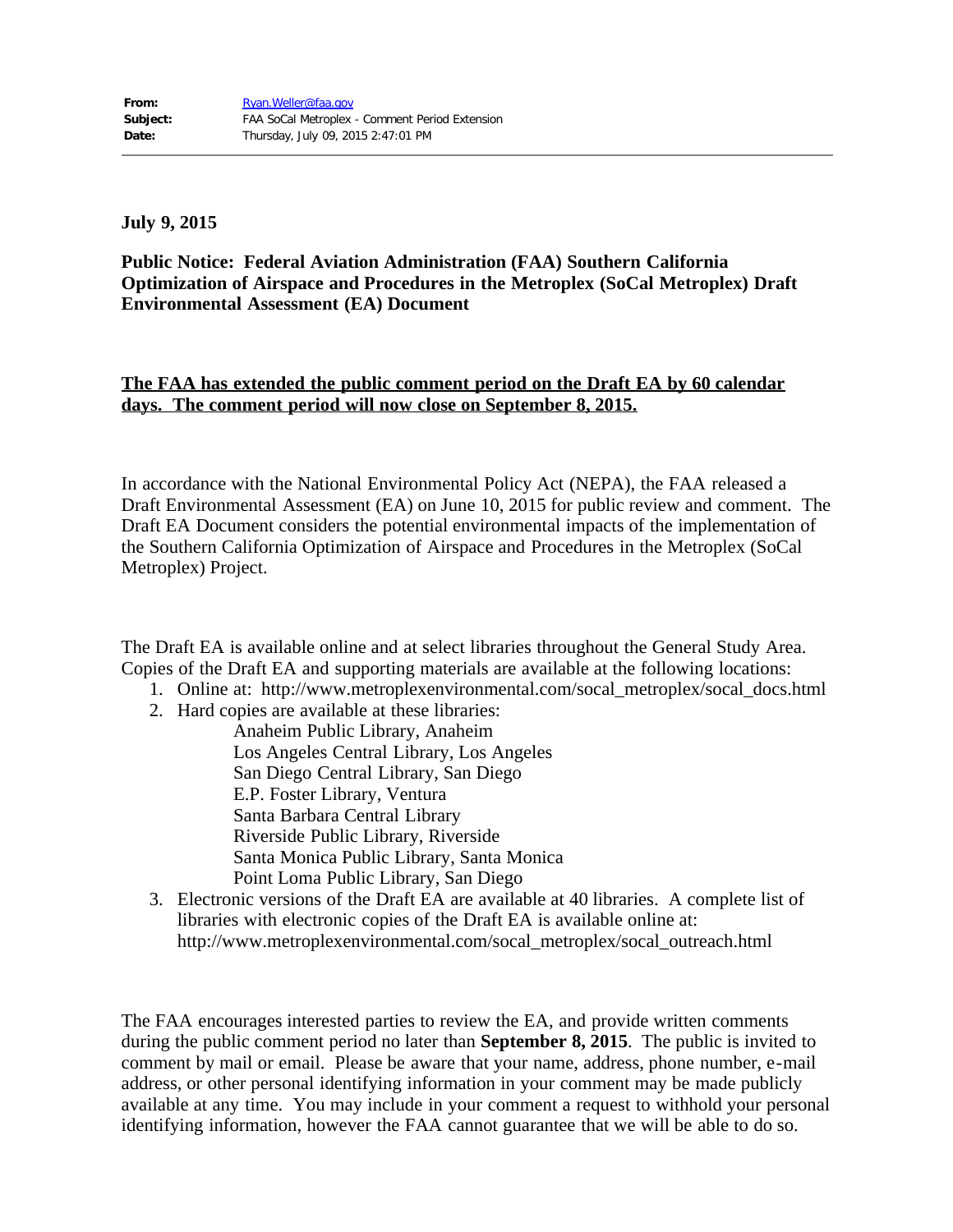**From:** Ryan.Weller@faa.gov
**Subject:** FAA SoCal Metroplex - Comment Period Extension
**Date:** Thursday, July 09, 2015 2:47:01 PM

---

**July 9, 2015**

**Public Notice: Federal Aviation Administration (FAA) Southern California Optimization of Airspace and Procedures in the Metroplex (SoCal Metroplex) Draft Environmental Assessment (EA) Document**

**The FAA has extended the public comment period on the Draft EA by 60 calendar days. The comment period will now close on September 8, 2015.**

In accordance with the National Environmental Policy Act (NEPA), the FAA released a Draft Environmental Assessment (EA) on June 10, 2015 for public review and comment. The Draft EA Document considers the potential environmental impacts of the implementation of the Southern California Optimization of Airspace and Procedures in the Metroplex (SoCal Metroplex) Project.

The Draft EA is available online and at select libraries throughout the General Study Area. Copies of the Draft EA and supporting materials are available at the following locations:

1. Online at: http://www.metroplexenvironmental.com/socal_metroplex/socal_docs.html
2. Hard copies are available at these libraries:
   - Anaheim Public Library, Anaheim
   - Los Angeles Central Library, Los Angeles
   - San Diego Central Library, San Diego
   - E.P. Foster Library, Ventura
   - Santa Barbara Central Library
   - Riverside Public Library, Riverside
   - Santa Monica Public Library, Santa Monica
   - Point Loma Public Library, San Diego
3. Electronic versions of the Draft EA are available at 40 libraries. A complete list of libraries with electronic copies of the Draft EA is available online at: http://www.metroplexenvironmental.com/socal_metroplex/socal_outreach.html

The FAA encourages interested parties to review the EA, and provide written comments during the public comment period no later than **September 8, 2015**. The public is invited to comment by mail or email. Please be aware that your name, address, phone number, e-mail address, or other personal identifying information in your comment may be made publicly available at any time. You may include in your comment a request to withhold your personal identifying information, however the FAA cannot guarantee that we will be able to do so.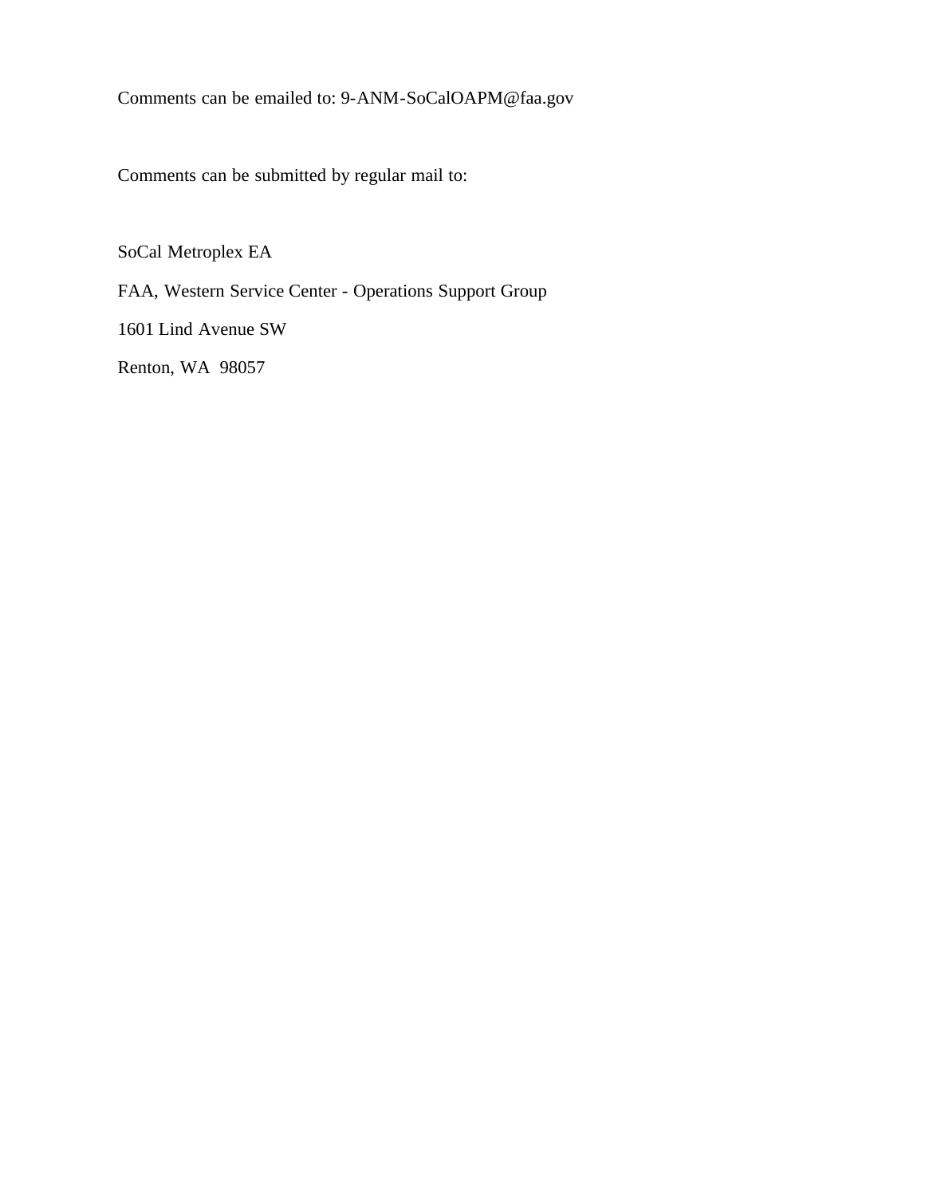Comments can be emailed to: 9-ANM-SoCalOAPM@faa.gov

Comments can be submitted by regular mail to:

SoCal Metroplex EA

FAA, Western Service Center - Operations Support Group

1601 Lind Avenue SW

Renton, WA  98057